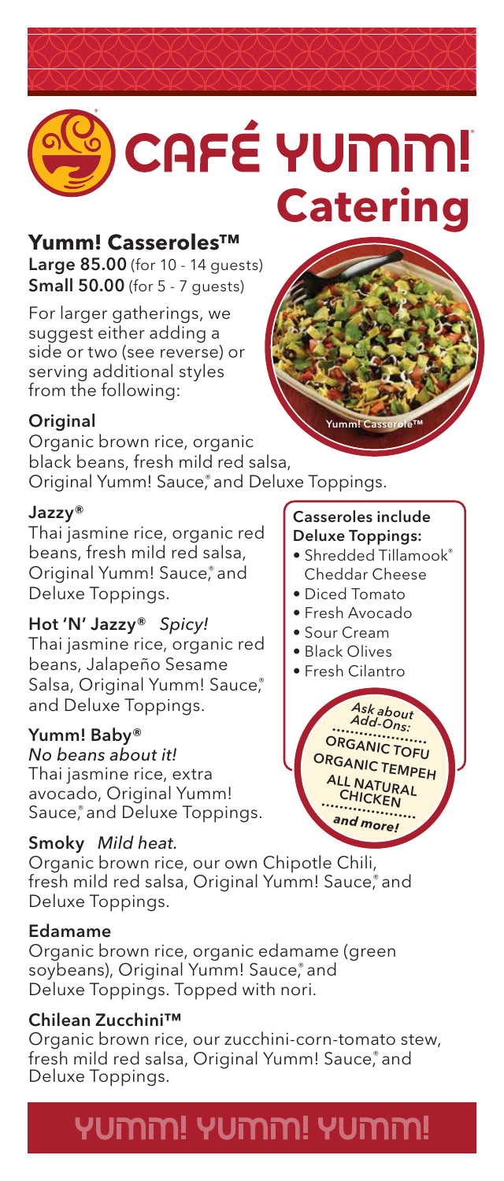# CAFÉ YUMM!® Catering

## Yumm! Casseroles™

**Large 85.00** (for 10 - 14 guests)
**Small 50.00** (for 5 - 7 guests)

For larger gatherings, we suggest either adding a side or two (see reverse) or serving additional styles from the following:

Yumm! Casserole™

### Original

Organic brown rice, organic black beans, fresh mild red salsa, Original Yumm! Sauce,® and Deluxe Toppings.

### Jazzy®

Thai jasmine rice, organic red beans, fresh mild red salsa, Original Yumm! Sauce,® and Deluxe Toppings.

### Hot 'N' Jazzy® *Spicy!*

Thai jasmine rice, organic red beans, Jalapeño Sesame Salsa, Original Yumm! Sauce,® and Deluxe Toppings.

### Yumm! Baby®

*No beans about it!*
Thai jasmine rice, extra avocado, Original Yumm! Sauce,® and Deluxe Toppings.

### Smoky *Mild heat.*

Organic brown rice, our own Chipotle Chili, fresh mild red salsa, Original Yumm! Sauce,® and Deluxe Toppings.

### Edamame

Organic brown rice, organic edamame (green soybeans), Original Yumm! Sauce,® and Deluxe Toppings. Topped with nori.

### Chilean Zucchini™

Organic brown rice, our zucchini-corn-tomato stew, fresh mild red salsa, Original Yumm! Sauce,® and Deluxe Toppings.

**Casseroles include Deluxe Toppings:**

- Shredded Tillamook® Cheddar Cheese
- Diced Tomato
- Fresh Avocado
- Sour Cream
- Black Olives
- Fresh Cilantro

*Ask about Add-Ons:*
ORGANIC TOFU
ORGANIC TEMPEH
ALL NATURAL CHICKEN
*and more!*

YUMM! YUMM! YUMM!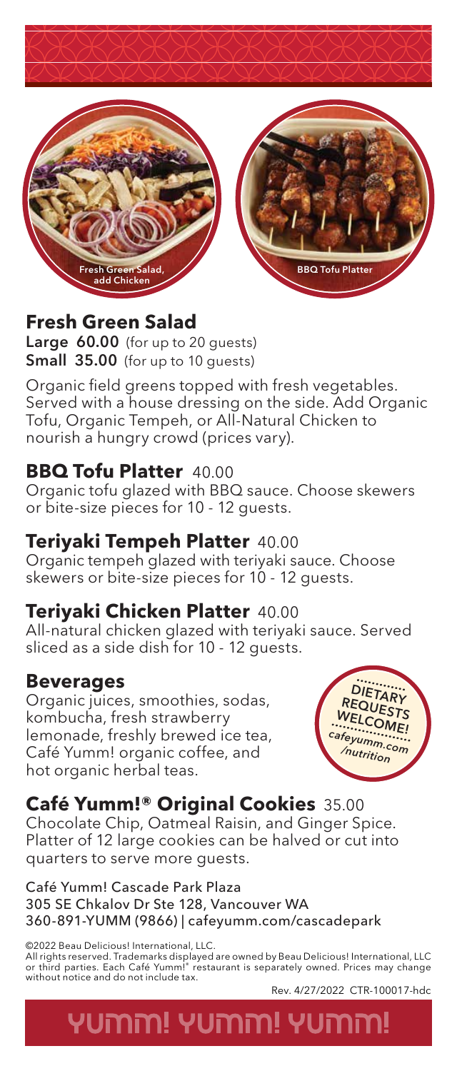Fresh Green Salad, add Chicken

BBQ Tofu Platter

## Fresh Green Salad

**Large 60.00** (for up to 20 guests)
**Small 35.00** (for up to 10 guests)

Organic field greens topped with fresh vegetables. Served with a house dressing on the side. Add Organic Tofu, Organic Tempeh, or All-Natural Chicken to nourish a hungry crowd (prices vary).

## BBQ Tofu Platter 40.00

Organic tofu glazed with BBQ sauce. Choose skewers or bite-size pieces for 10 - 12 guests.

## Teriyaki Tempeh Platter 40.00

Organic tempeh glazed with teriyaki sauce. Choose skewers or bite-size pieces for 10 - 12 guests.

## Teriyaki Chicken Platter 40.00

All-natural chicken glazed with teriyaki sauce. Served sliced as a side dish for 10 - 12 guests.

## Beverages

Organic juices, smoothies, sodas, kombucha, fresh strawberry lemonade, freshly brewed ice tea, Café Yumm! organic coffee, and hot organic herbal teas.

DIETARY REQUESTS WELCOME! cafeyumm.com/nutrition

## Café Yumm!® Original Cookies 35.00

Chocolate Chip, Oatmeal Raisin, and Ginger Spice. Platter of 12 large cookies can be halved or cut into quarters to serve more guests.

Café Yumm! Cascade Park Plaza
305 SE Chkalov Dr Ste 128, Vancouver WA
360-891-YUMM (9866) | cafeyumm.com/cascadepark

©2022 Beau Delicious! International, LLC.
All rights reserved. Trademarks displayed are owned by Beau Delicious! International, LLC or third parties. Each Café Yumm!® restaurant is separately owned. Prices may change without notice and do not include tax.

Rev. 4/27/2022 CTR-100017-hdc

YUMM! YUMM! YUMM!